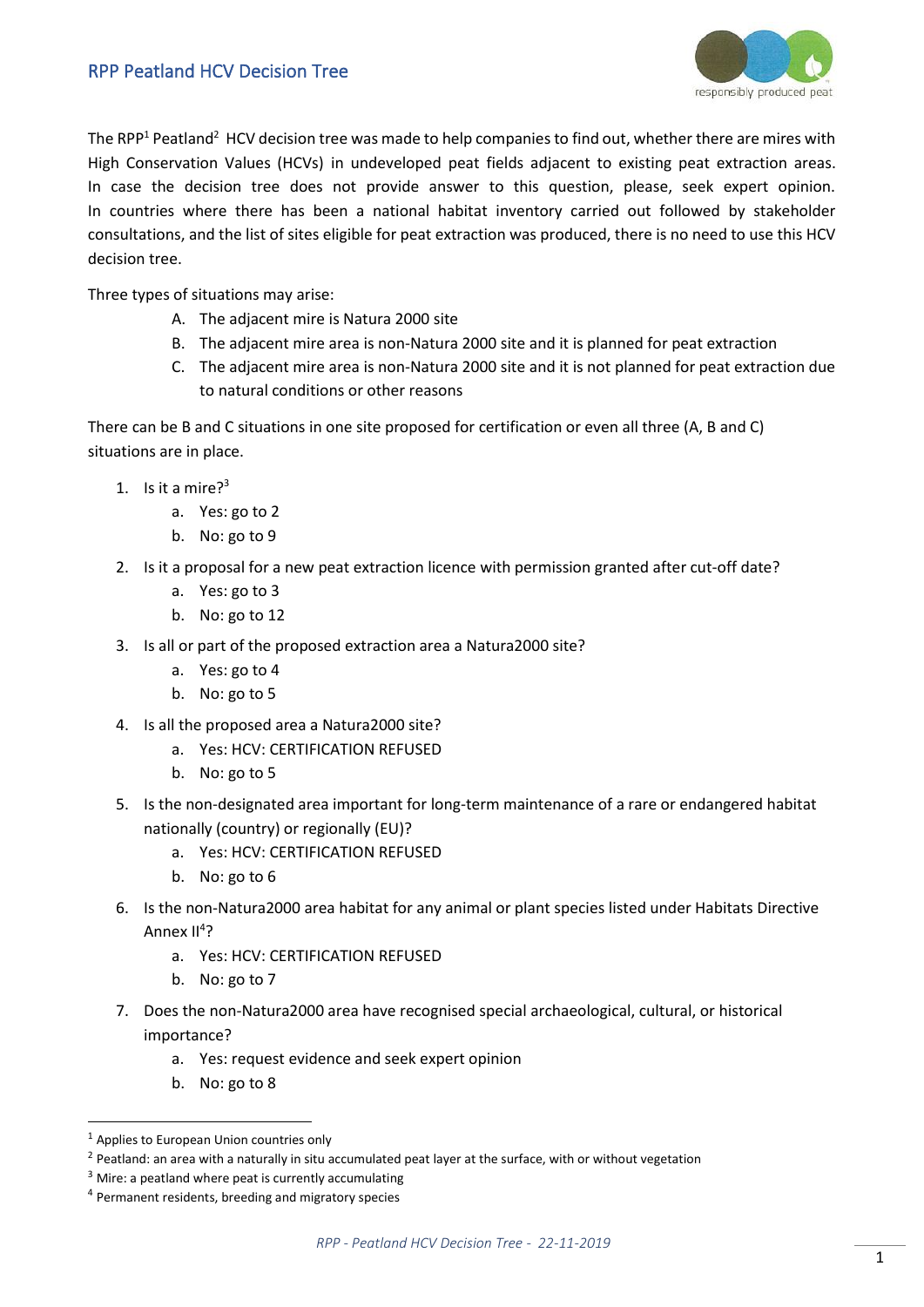# RPP Peatland HCV Decision Tree

The RPP[1] Peatland[2] HCV decision tree was made to help companies to find out, whether there are mires with High Conservation Values (HCVs) in undeveloped peat fields adjacent to existing peat extraction areas. In case the decision tree does not provide answer to this question, please, seek expert opinion. In countries where there has been a national habitat inventory carried out followed by stakeholder consultations, and the list of sites eligible for peat extraction was produced, there is no need to use this HCV decision tree.

Three types of situations may arise:

- A. The adjacent mire is Natura 2000 site
- B. The adjacent mire area is non-Natura 2000 site and it is planned for peat extraction
- C. The adjacent mire area is non-Natura 2000 site and it is not planned for peat extraction due to natural conditions or other reasons

There can be B and C situations in one site proposed for certification or even all three (A, B and C) situations are in place.

1. Is it a mire?[3]
   - a. Yes: go to 2
   - b. No: go to 9
2. Is it a proposal for a new peat extraction licence with permission granted after cut-off date?
   - a. Yes: go to 3
   - b. No: go to 12
3. Is all or part of the proposed extraction area a Natura2000 site?
   - a. Yes: go to 4
   - b. No: go to 5
4. Is all the proposed area a Natura2000 site?
   - a. Yes: HCV: CERTIFICATION REFUSED
   - b. No: go to 5
5. Is the non-designated area important for long-term maintenance of a rare or endangered habitat nationally (country) or regionally (EU)?
   - a. Yes: HCV: CERTIFICATION REFUSED
   - b. No: go to 6
6. Is the non-Natura2000 area habitat for any animal or plant species listed under Habitats Directive Annex II[4]?
   - a. Yes: HCV: CERTIFICATION REFUSED
   - b. No: go to 7
7. Does the non-Natura2000 area have recognised special archaeological, cultural, or historical importance?
   - a. Yes: request evidence and seek expert opinion
   - b. No: go to 8

---

[1] Applies to European Union countries only

[2] Peatland: an area with a naturally in situ accumulated peat layer at the surface, with or without vegetation

[3] Mire: a peatland where peat is currently accumulating

[4] Permanent residents, breeding and migratory species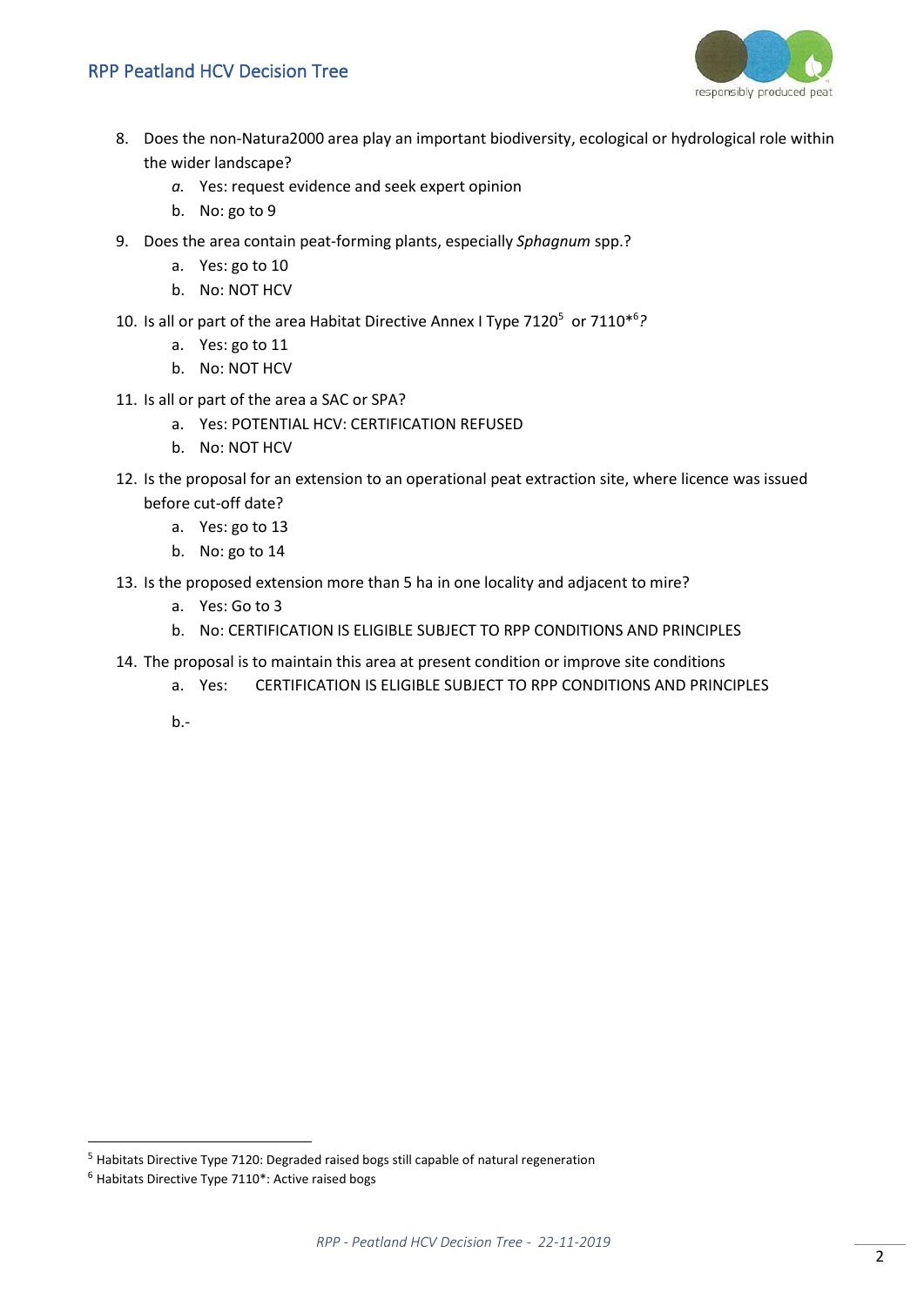8. Does the non-Natura2000 area play an important biodiversity, ecological or hydrological role within the wider landscape?
   a. Yes: request evidence and seek expert opinion
   b. No: go to 9
9. Does the area contain peat-forming plants, especially *Sphagnum* spp.?
   a. Yes: go to 10
   b. No: NOT HCV
10. Is all or part of the area Habitat Directive Annex I Type 7120[5] or 7110*[6]?
    a. Yes: go to 11
    b. No: NOT HCV
11. Is all or part of the area a SAC or SPA?
    a. Yes: POTENTIAL HCV: CERTIFICATION REFUSED
    b. No: NOT HCV
12. Is the proposal for an extension to an operational peat extraction site, where licence was issued before cut-off date?
    a. Yes: go to 13
    b. No: go to 14
13. Is the proposed extension more than 5 ha in one locality and adjacent to mire?
    a. Yes: Go to 3
    b. No: CERTIFICATION IS ELIGIBLE SUBJECT TO RPP CONDITIONS AND PRINCIPLES
14. The proposal is to maintain this area at present condition or improve site conditions
    a. Yes: CERTIFICATION IS ELIGIBLE SUBJECT TO RPP CONDITIONS AND PRINCIPLES
    b.-

[5] Habitats Directive Type 7120: Degraded raised bogs still capable of natural regeneration

[6] Habitats Directive Type 7110*: Active raised bogs